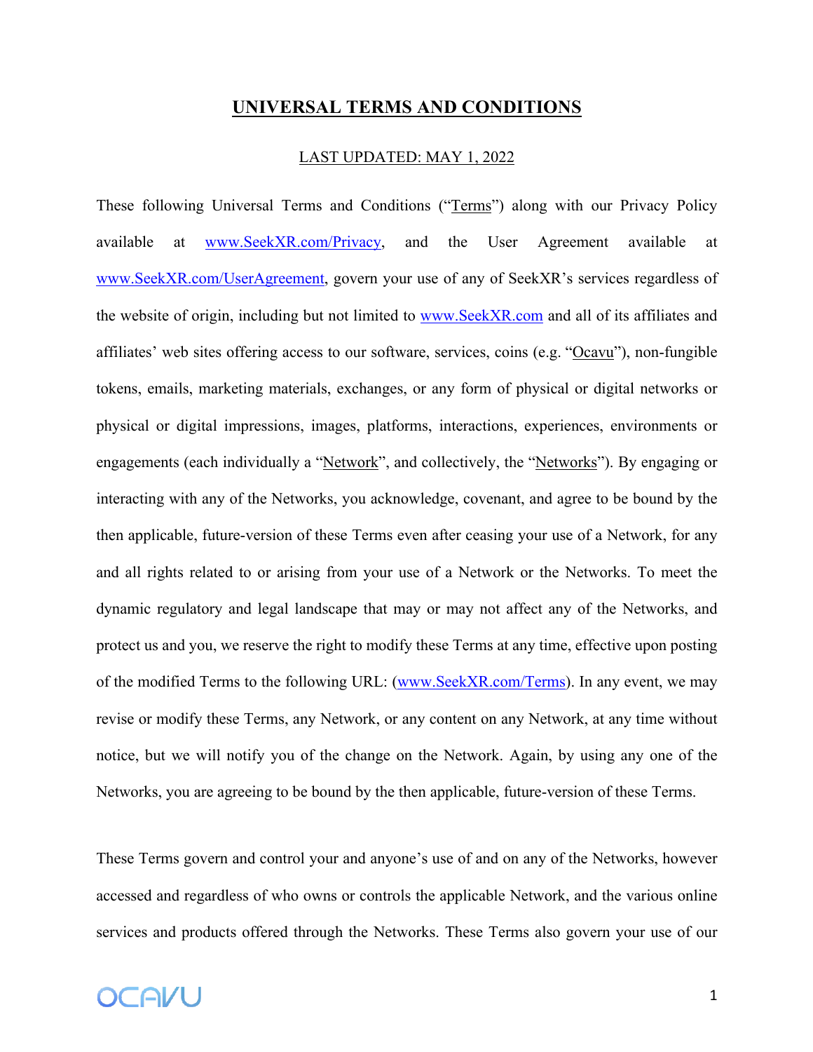# UNIVERSAL TERMS AND CONDITIONS

LAST UPDATED: MAY 1, 2022

These following Universal Terms and Conditions ("Terms") along with our Privacy Policy available at www.SeekXR.com/Privacy, and the User Agreement available at www.SeekXR.com/UserAgreement, govern your use of any of SeekXR's services regardless of the website of origin, including but not limited to www.SeekXR.com and all of its affiliates and affiliates' web sites offering access to our software, services, coins (e.g. "Ocavu"), non-fungible tokens, emails, marketing materials, exchanges, or any form of physical or digital networks or physical or digital impressions, images, platforms, interactions, experiences, environments or engagements (each individually a "Network", and collectively, the "Networks"). By engaging or interacting with any of the Networks, you acknowledge, covenant, and agree to be bound by the then applicable, future-version of these Terms even after ceasing your use of a Network, for any and all rights related to or arising from your use of a Network or the Networks. To meet the dynamic regulatory and legal landscape that may or may not affect any of the Networks, and protect us and you, we reserve the right to modify these Terms at any time, effective upon posting of the modified Terms to the following URL: (www.SeekXR.com/Terms). In any event, we may revise or modify these Terms, any Network, or any content on any Network, at any time without notice, but we will notify you of the change on the Network. Again, by using any one of the Networks, you are agreeing to be bound by the then applicable, future-version of these Terms.

These Terms govern and control your and anyone's use of and on any of the Networks, however accessed and regardless of who owns or controls the applicable Network, and the various online services and products offered through the Networks. These Terms also govern your use of our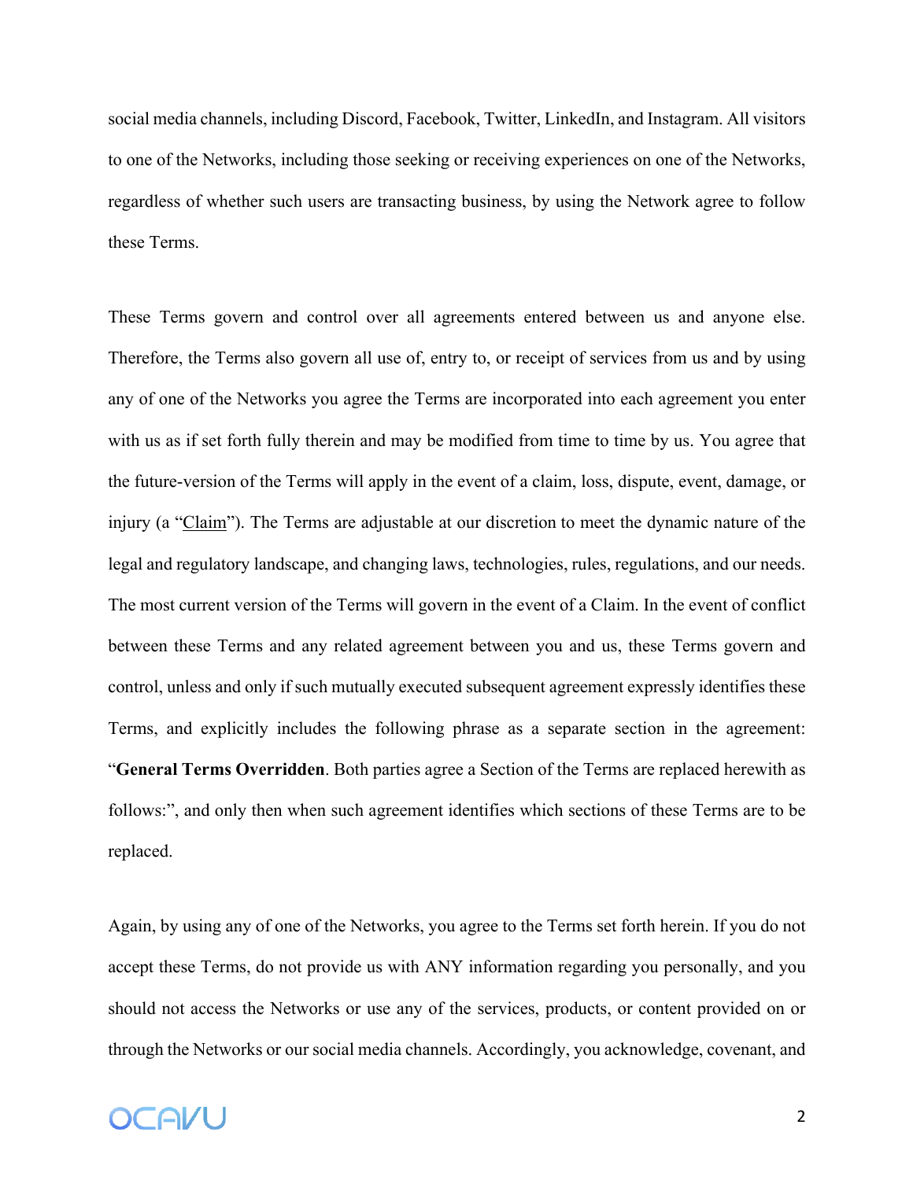social media channels, including Discord, Facebook, Twitter, LinkedIn, and Instagram. All visitors to one of the Networks, including those seeking or receiving experiences on one of the Networks, regardless of whether such users are transacting business, by using the Network agree to follow these Terms.

These Terms govern and control over all agreements entered between us and anyone else. Therefore, the Terms also govern all use of, entry to, or receipt of services from us and by using any of one of the Networks you agree the Terms are incorporated into each agreement you enter with us as if set forth fully therein and may be modified from time to time by us. You agree that the future-version of the Terms will apply in the event of a claim, loss, dispute, event, damage, or injury (a "Claim"). The Terms are adjustable at our discretion to meet the dynamic nature of the legal and regulatory landscape, and changing laws, technologies, rules, regulations, and our needs. The most current version of the Terms will govern in the event of a Claim. In the event of conflict between these Terms and any related agreement between you and us, these Terms govern and control, unless and only if such mutually executed subsequent agreement expressly identifies these Terms, and explicitly includes the following phrase as a separate section in the agreement: "**General Terms Overridden**. Both parties agree a Section of the Terms are replaced herewith as follows:", and only then when such agreement identifies which sections of these Terms are to be replaced.

Again, by using any of one of the Networks, you agree to the Terms set forth herein. If you do not accept these Terms, do not provide us with ANY information regarding you personally, and you should not access the Networks or use any of the services, products, or content provided on or through the Networks or our social media channels. Accordingly, you acknowledge, covenant, and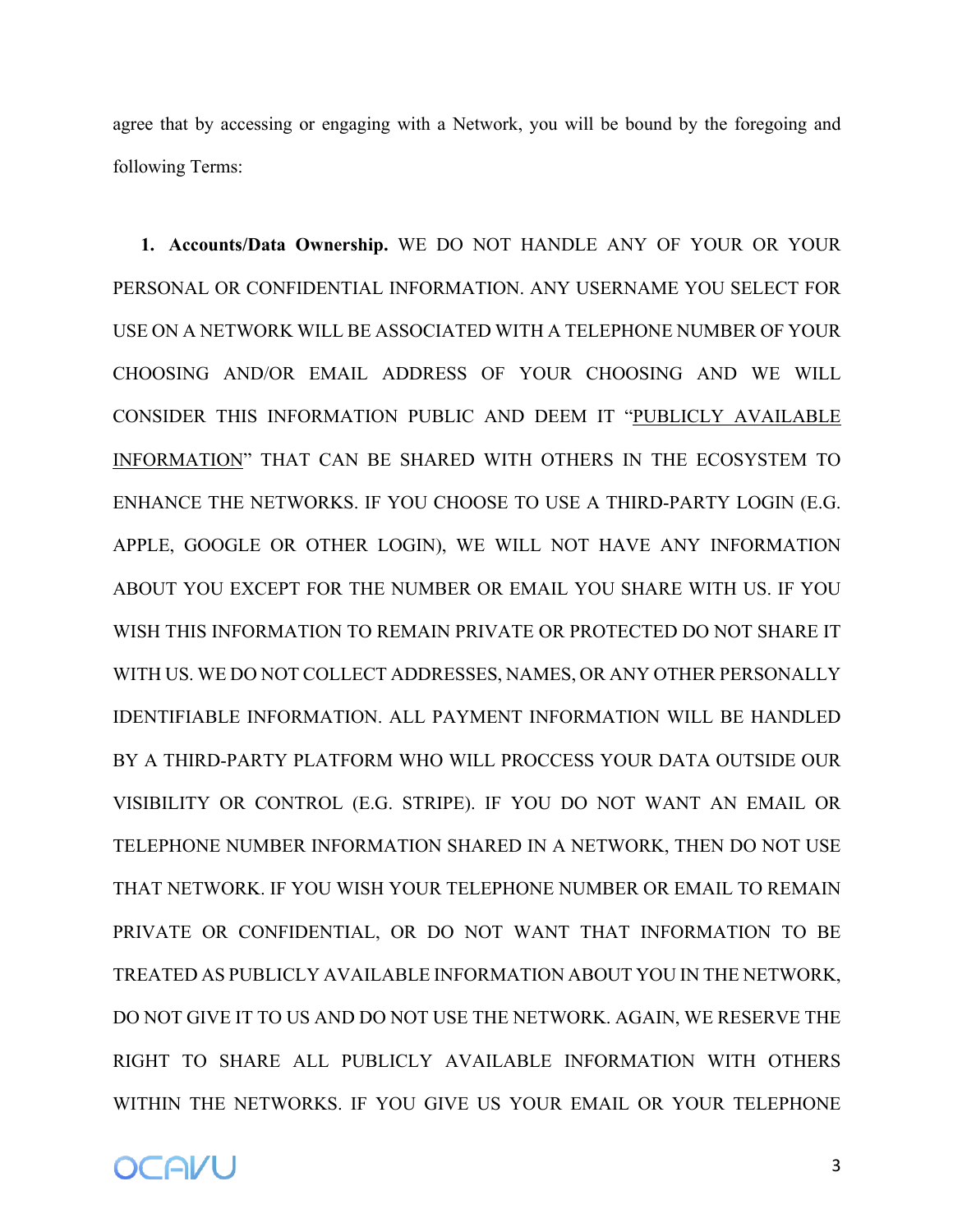agree that by accessing or engaging with a Network, you will be bound by the foregoing and following Terms:

1. **Accounts/Data Ownership.** WE DO NOT HANDLE ANY OF YOUR OR YOUR PERSONAL OR CONFIDENTIAL INFORMATION. ANY USERNAME YOU SELECT FOR USE ON A NETWORK WILL BE ASSOCIATED WITH A TELEPHONE NUMBER OF YOUR CHOOSING AND/OR EMAIL ADDRESS OF YOUR CHOOSING AND WE WILL CONSIDER THIS INFORMATION PUBLIC AND DEEM IT "<u>PUBLICLY AVAILABLE INFORMATION</u>" THAT CAN BE SHARED WITH OTHERS IN THE ECOSYSTEM TO ENHANCE THE NETWORKS. IF YOU CHOOSE TO USE A THIRD-PARTY LOGIN (E.G. APPLE, GOOGLE OR OTHER LOGIN), WE WILL NOT HAVE ANY INFORMATION ABOUT YOU EXCEPT FOR THE NUMBER OR EMAIL YOU SHARE WITH US. IF YOU WISH THIS INFORMATION TO REMAIN PRIVATE OR PROTECTED DO NOT SHARE IT WITH US. WE DO NOT COLLECT ADDRESSES, NAMES, OR ANY OTHER PERSONALLY IDENTIFIABLE INFORMATION. ALL PAYMENT INFORMATION WILL BE HANDLED BY A THIRD-PARTY PLATFORM WHO WILL PROCCESS YOUR DATA OUTSIDE OUR VISIBILITY OR CONTROL (E.G. STRIPE). IF YOU DO NOT WANT AN EMAIL OR TELEPHONE NUMBER INFORMATION SHARED IN A NETWORK, THEN DO NOT USE THAT NETWORK. IF YOU WISH YOUR TELEPHONE NUMBER OR EMAIL TO REMAIN PRIVATE OR CONFIDENTIAL, OR DO NOT WANT THAT INFORMATION TO BE TREATED AS PUBLICLY AVAILABLE INFORMATION ABOUT YOU IN THE NETWORK, DO NOT GIVE IT TO US AND DO NOT USE THE NETWORK. AGAIN, WE RESERVE THE RIGHT TO SHARE ALL PUBLICLY AVAILABLE INFORMATION WITH OTHERS WITHIN THE NETWORKS. IF YOU GIVE US YOUR EMAIL OR YOUR TELEPHONE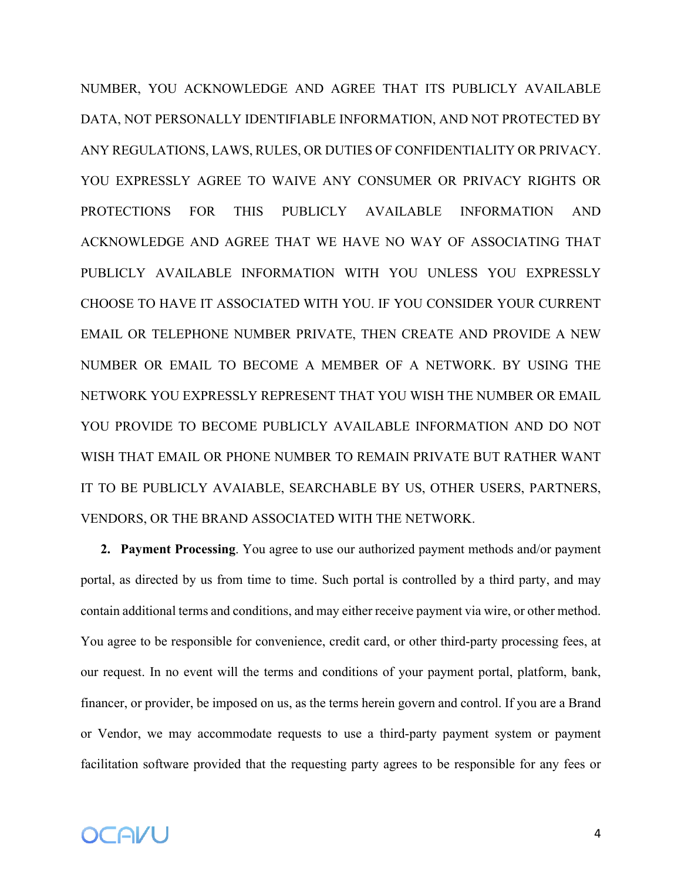NUMBER, YOU ACKNOWLEDGE AND AGREE THAT ITS PUBLICLY AVAILABLE DATA, NOT PERSONALLY IDENTIFIABLE INFORMATION, AND NOT PROTECTED BY ANY REGULATIONS, LAWS, RULES, OR DUTIES OF CONFIDENTIALITY OR PRIVACY. YOU EXPRESSLY AGREE TO WAIVE ANY CONSUMER OR PRIVACY RIGHTS OR PROTECTIONS FOR THIS PUBLICLY AVAILABLE INFORMATION AND ACKNOWLEDGE AND AGREE THAT WE HAVE NO WAY OF ASSOCIATING THAT PUBLICLY AVAILABLE INFORMATION WITH YOU UNLESS YOU EXPRESSLY CHOOSE TO HAVE IT ASSOCIATED WITH YOU. IF YOU CONSIDER YOUR CURRENT EMAIL OR TELEPHONE NUMBER PRIVATE, THEN CREATE AND PROVIDE A NEW NUMBER OR EMAIL TO BECOME A MEMBER OF A NETWORK. BY USING THE NETWORK YOU EXPRESSLY REPRESENT THAT YOU WISH THE NUMBER OR EMAIL YOU PROVIDE TO BECOME PUBLICLY AVAILABLE INFORMATION AND DO NOT WISH THAT EMAIL OR PHONE NUMBER TO REMAIN PRIVATE BUT RATHER WANT IT TO BE PUBLICLY AVAIABLE, SEARCHABLE BY US, OTHER USERS, PARTNERS, VENDORS, OR THE BRAND ASSOCIATED WITH THE NETWORK.

2. **Payment Processing**. You agree to use our authorized payment methods and/or payment portal, as directed by us from time to time. Such portal is controlled by a third party, and may contain additional terms and conditions, and may either receive payment via wire, or other method. You agree to be responsible for convenience, credit card, or other third-party processing fees, at our request. In no event will the terms and conditions of your payment portal, platform, bank, financer, or provider, be imposed on us, as the terms herein govern and control. If you are a Brand or Vendor, we may accommodate requests to use a third-party payment system or payment facilitation software provided that the requesting party agrees to be responsible for any fees or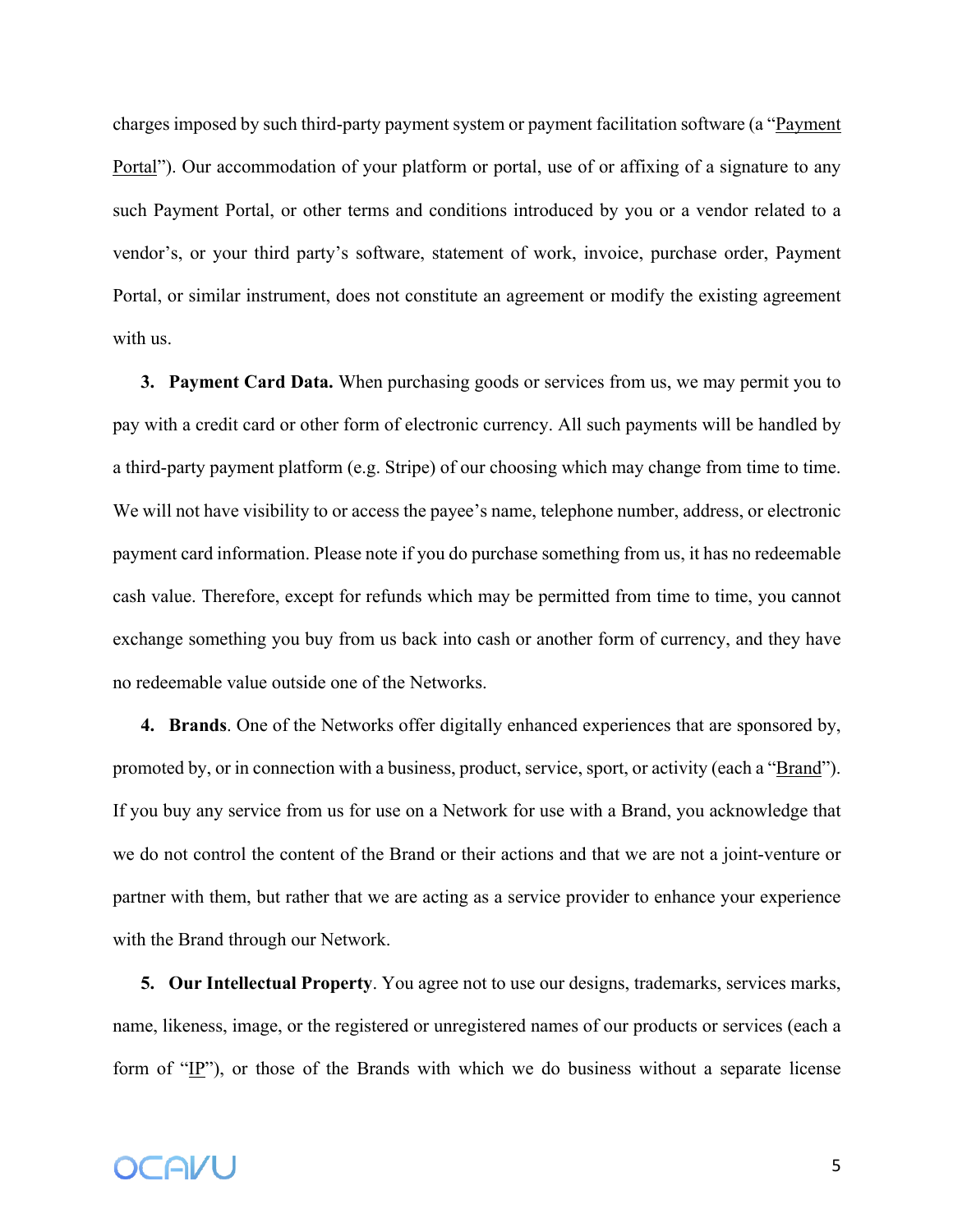charges imposed by such third-party payment system or payment facilitation software (a "Payment Portal"). Our accommodation of your platform or portal, use of or affixing of a signature to any such Payment Portal, or other terms and conditions introduced by you or a vendor related to a vendor's, or your third party's software, statement of work, invoice, purchase order, Payment Portal, or similar instrument, does not constitute an agreement or modify the existing agreement with us.

**3. Payment Card Data.** When purchasing goods or services from us, we may permit you to pay with a credit card or other form of electronic currency. All such payments will be handled by a third-party payment platform (e.g. Stripe) of our choosing which may change from time to time. We will not have visibility to or access the payee's name, telephone number, address, or electronic payment card information. Please note if you do purchase something from us, it has no redeemable cash value. Therefore, except for refunds which may be permitted from time to time, you cannot exchange something you buy from us back into cash or another form of currency, and they have no redeemable value outside one of the Networks.

**4. Brands**. One of the Networks offer digitally enhanced experiences that are sponsored by, promoted by, or in connection with a business, product, service, sport, or activity (each a "Brand"). If you buy any service from us for use on a Network for use with a Brand, you acknowledge that we do not control the content of the Brand or their actions and that we are not a joint-venture or partner with them, but rather that we are acting as a service provider to enhance your experience with the Brand through our Network.

**5. Our Intellectual Property**. You agree not to use our designs, trademarks, services marks, name, likeness, image, or the registered or unregistered names of our products or services (each a form of "IP"), or those of the Brands with which we do business without a separate license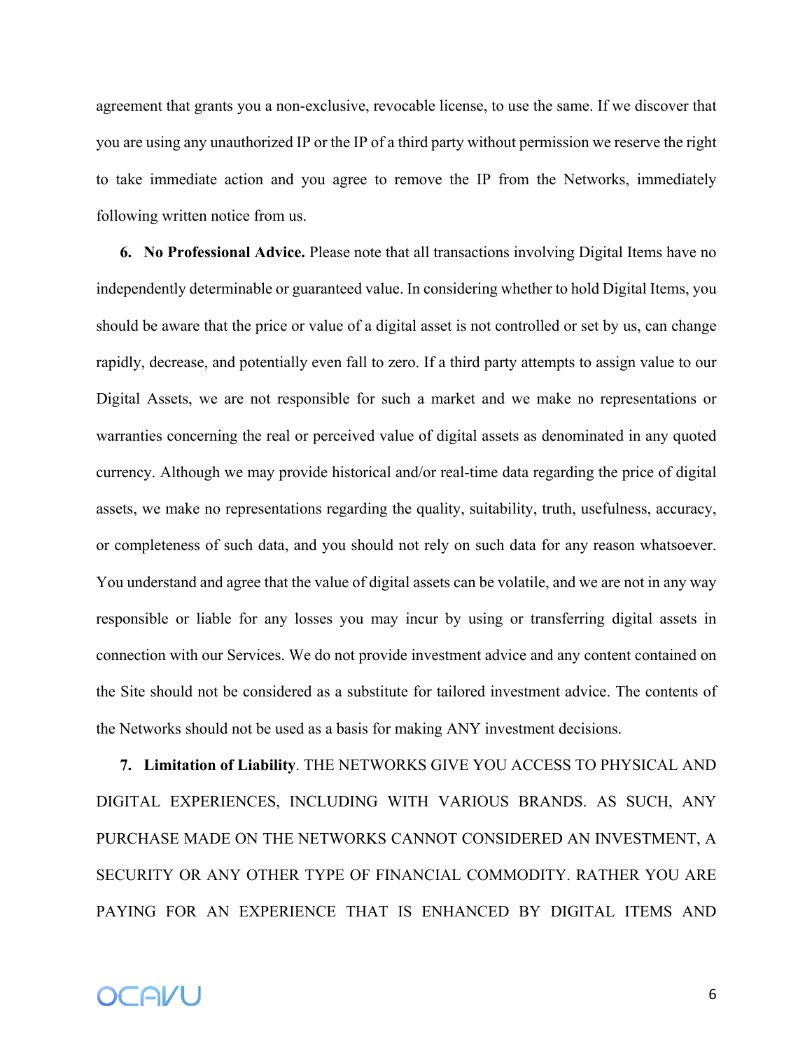agreement that grants you a non-exclusive, revocable license, to use the same. If we discover that you are using any unauthorized IP or the IP of a third party without permission we reserve the right to take immediate action and you agree to remove the IP from the Networks, immediately following written notice from us.

6. **No Professional Advice.** Please note that all transactions involving Digital Items have no independently determinable or guaranteed value. In considering whether to hold Digital Items, you should be aware that the price or value of a digital asset is not controlled or set by us, can change rapidly, decrease, and potentially even fall to zero. If a third party attempts to assign value to our Digital Assets, we are not responsible for such a market and we make no representations or warranties concerning the real or perceived value of digital assets as denominated in any quoted currency. Although we may provide historical and/or real-time data regarding the price of digital assets, we make no representations regarding the quality, suitability, truth, usefulness, accuracy, or completeness of such data, and you should not rely on such data for any reason whatsoever. You understand and agree that the value of digital assets can be volatile, and we are not in any way responsible or liable for any losses you may incur by using or transferring digital assets in connection with our Services. We do not provide investment advice and any content contained on the Site should not be considered as a substitute for tailored investment advice. The contents of the Networks should not be used as a basis for making ANY investment decisions.

7. **Limitation of Liability**. THE NETWORKS GIVE YOU ACCESS TO PHYSICAL AND DIGITAL EXPERIENCES, INCLUDING WITH VARIOUS BRANDS. AS SUCH, ANY PURCHASE MADE ON THE NETWORKS CANNOT CONSIDERED AN INVESTMENT, A SECURITY OR ANY OTHER TYPE OF FINANCIAL COMMODITY. RATHER YOU ARE PAYING FOR AN EXPERIENCE THAT IS ENHANCED BY DIGITAL ITEMS AND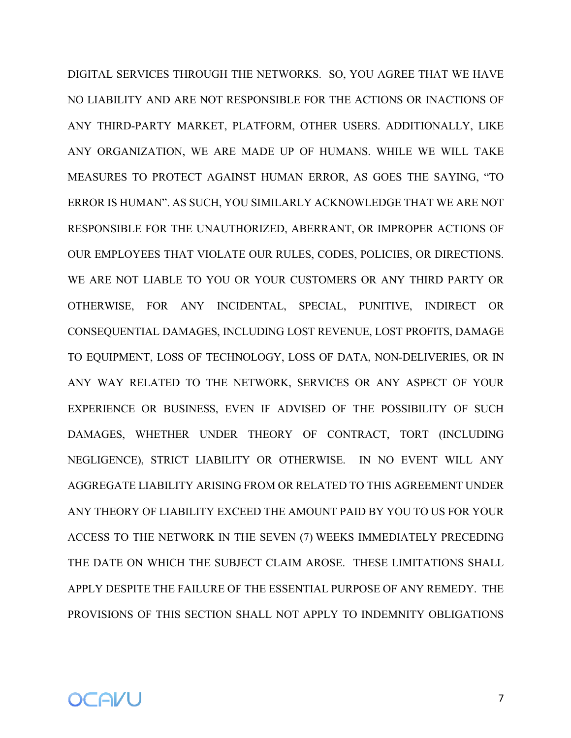DIGITAL SERVICES THROUGH THE NETWORKS. SO, YOU AGREE THAT WE HAVE NO LIABILITY AND ARE NOT RESPONSIBLE FOR THE ACTIONS OR INACTIONS OF ANY THIRD-PARTY MARKET, PLATFORM, OTHER USERS. ADDITIONALLY, LIKE ANY ORGANIZATION, WE ARE MADE UP OF HUMANS. WHILE WE WILL TAKE MEASURES TO PROTECT AGAINST HUMAN ERROR, AS GOES THE SAYING, "TO ERROR IS HUMAN". AS SUCH, YOU SIMILARLY ACKNOWLEDGE THAT WE ARE NOT RESPONSIBLE FOR THE UNAUTHORIZED, ABERRANT, OR IMPROPER ACTIONS OF OUR EMPLOYEES THAT VIOLATE OUR RULES, CODES, POLICIES, OR DIRECTIONS. WE ARE NOT LIABLE TO YOU OR YOUR CUSTOMERS OR ANY THIRD PARTY OR OTHERWISE, FOR ANY INCIDENTAL, SPECIAL, PUNITIVE, INDIRECT OR CONSEQUENTIAL DAMAGES, INCLUDING LOST REVENUE, LOST PROFITS, DAMAGE TO EQUIPMENT, LOSS OF TECHNOLOGY, LOSS OF DATA, NON-DELIVERIES, OR IN ANY WAY RELATED TO THE NETWORK, SERVICES OR ANY ASPECT OF YOUR EXPERIENCE OR BUSINESS, EVEN IF ADVISED OF THE POSSIBILITY OF SUCH DAMAGES, WHETHER UNDER THEORY OF CONTRACT, TORT (INCLUDING NEGLIGENCE), STRICT LIABILITY OR OTHERWISE. IN NO EVENT WILL ANY AGGREGATE LIABILITY ARISING FROM OR RELATED TO THIS AGREEMENT UNDER ANY THEORY OF LIABILITY EXCEED THE AMOUNT PAID BY YOU TO US FOR YOUR ACCESS TO THE NETWORK IN THE SEVEN (7) WEEKS IMMEDIATELY PRECEDING THE DATE ON WHICH THE SUBJECT CLAIM AROSE. THESE LIMITATIONS SHALL APPLY DESPITE THE FAILURE OF THE ESSENTIAL PURPOSE OF ANY REMEDY. THE PROVISIONS OF THIS SECTION SHALL NOT APPLY TO INDEMNITY OBLIGATIONS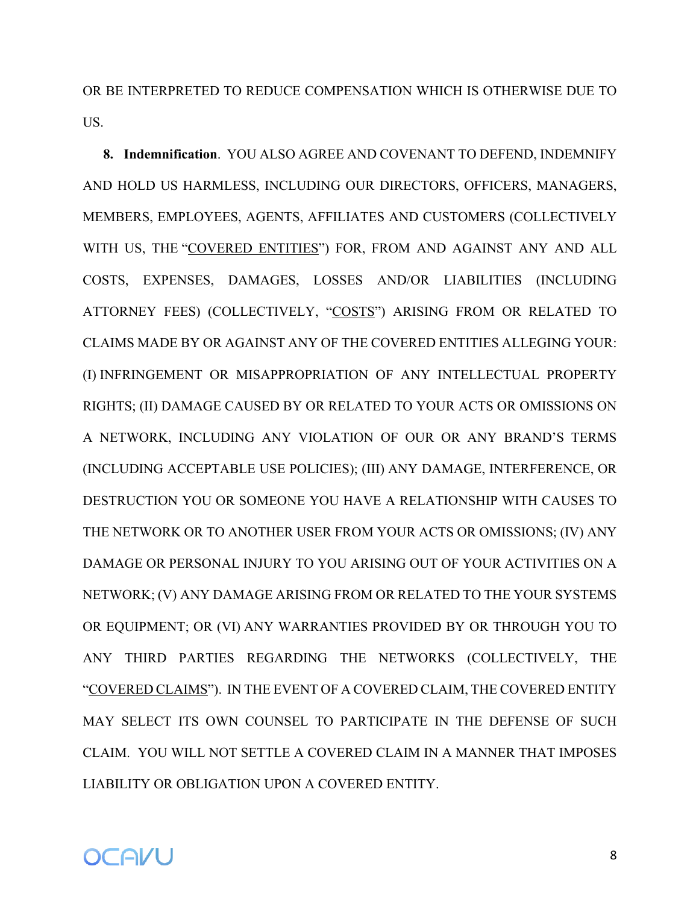OR BE INTERPRETED TO REDUCE COMPENSATION WHICH IS OTHERWISE DUE TO US.

**8. Indemnification**. YOU ALSO AGREE AND COVENANT TO DEFEND, INDEMNIFY AND HOLD US HARMLESS, INCLUDING OUR DIRECTORS, OFFICERS, MANAGERS, MEMBERS, EMPLOYEES, AGENTS, AFFILIATES AND CUSTOMERS (COLLECTIVELY WITH US, THE "COVERED ENTITIES") FOR, FROM AND AGAINST ANY AND ALL COSTS, EXPENSES, DAMAGES, LOSSES AND/OR LIABILITIES (INCLUDING ATTORNEY FEES) (COLLECTIVELY, "COSTS") ARISING FROM OR RELATED TO CLAIMS MADE BY OR AGAINST ANY OF THE COVERED ENTITIES ALLEGING YOUR: (I) INFRINGEMENT OR MISAPPROPRIATION OF ANY INTELLECTUAL PROPERTY RIGHTS; (II) DAMAGE CAUSED BY OR RELATED TO YOUR ACTS OR OMISSIONS ON A NETWORK, INCLUDING ANY VIOLATION OF OUR OR ANY BRAND'S TERMS (INCLUDING ACCEPTABLE USE POLICIES); (III) ANY DAMAGE, INTERFERENCE, OR DESTRUCTION YOU OR SOMEONE YOU HAVE A RELATIONSHIP WITH CAUSES TO THE NETWORK OR TO ANOTHER USER FROM YOUR ACTS OR OMISSIONS; (IV) ANY DAMAGE OR PERSONAL INJURY TO YOU ARISING OUT OF YOUR ACTIVITIES ON A NETWORK; (V) ANY DAMAGE ARISING FROM OR RELATED TO THE YOUR SYSTEMS OR EQUIPMENT; OR (VI) ANY WARRANTIES PROVIDED BY OR THROUGH YOU TO ANY THIRD PARTIES REGARDING THE NETWORKS (COLLECTIVELY, THE "COVERED CLAIMS"). IN THE EVENT OF A COVERED CLAIM, THE COVERED ENTITY MAY SELECT ITS OWN COUNSEL TO PARTICIPATE IN THE DEFENSE OF SUCH CLAIM. YOU WILL NOT SETTLE A COVERED CLAIM IN A MANNER THAT IMPOSES LIABILITY OR OBLIGATION UPON A COVERED ENTITY.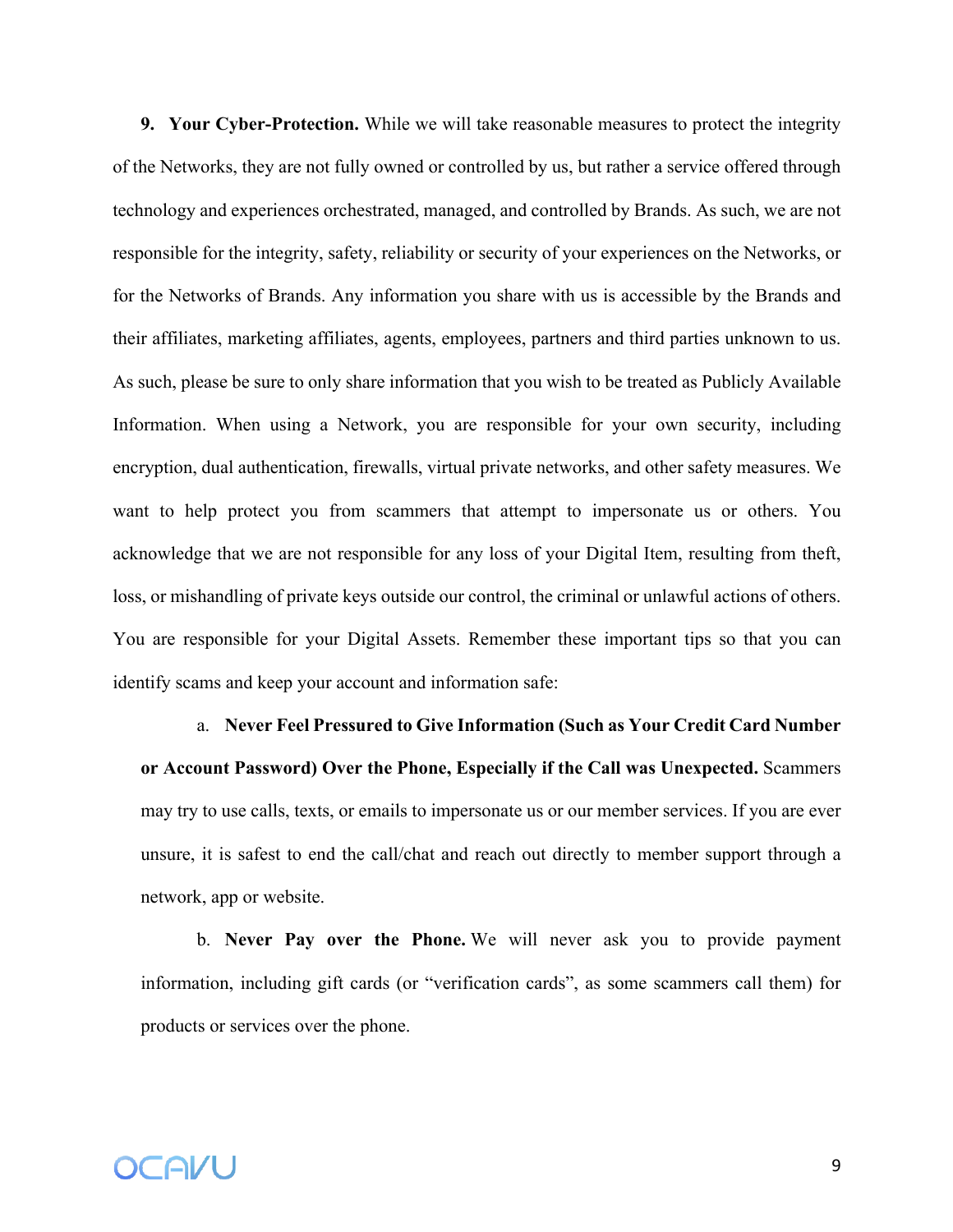**9. Your Cyber-Protection.** While we will take reasonable measures to protect the integrity of the Networks, they are not fully owned or controlled by us, but rather a service offered through technology and experiences orchestrated, managed, and controlled by Brands. As such, we are not responsible for the integrity, safety, reliability or security of your experiences on the Networks, or for the Networks of Brands. Any information you share with us is accessible by the Brands and their affiliates, marketing affiliates, agents, employees, partners and third parties unknown to us. As such, please be sure to only share information that you wish to be treated as Publicly Available Information. When using a Network, you are responsible for your own security, including encryption, dual authentication, firewalls, virtual private networks, and other safety measures. We want to help protect you from scammers that attempt to impersonate us or others. You acknowledge that we are not responsible for any loss of your Digital Item, resulting from theft, loss, or mishandling of private keys outside our control, the criminal or unlawful actions of others. You are responsible for your Digital Assets. Remember these important tips so that you can identify scams and keep your account and information safe:

a. **Never Feel Pressured to Give Information (Such as Your Credit Card Number or Account Password) Over the Phone, Especially if the Call was Unexpected.** Scammers may try to use calls, texts, or emails to impersonate us or our member services. If you are ever unsure, it is safest to end the call/chat and reach out directly to member support through a network, app or website.

b. **Never Pay over the Phone.** We will never ask you to provide payment information, including gift cards (or "verification cards", as some scammers call them) for products or services over the phone.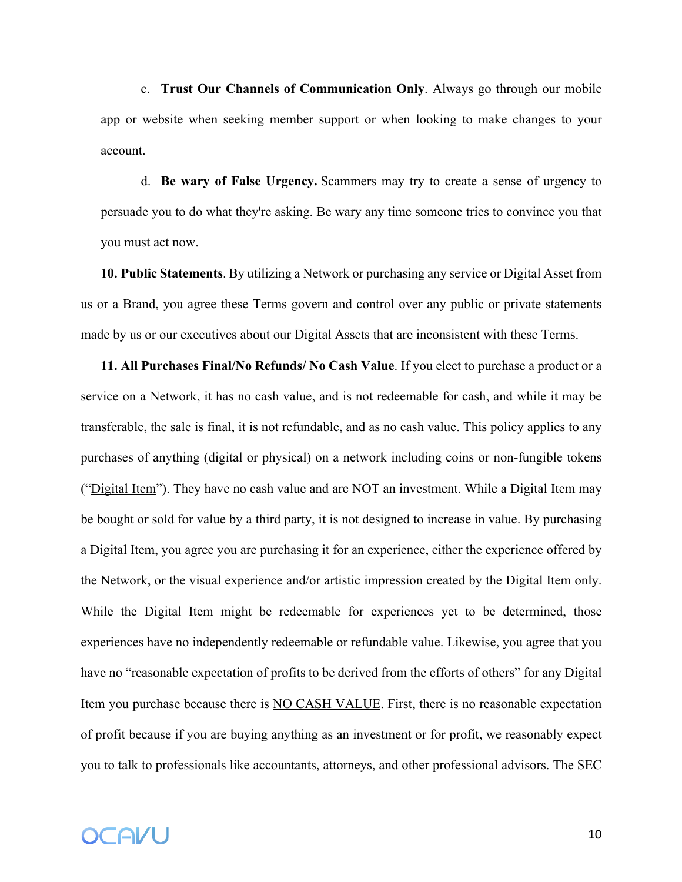c. **Trust Our Channels of Communication Only**. Always go through our mobile app or website when seeking member support or when looking to make changes to your account.

d. **Be wary of False Urgency.** Scammers may try to create a sense of urgency to persuade you to do what they're asking. Be wary any time someone tries to convince you that you must act now.

**10. Public Statements**. By utilizing a Network or purchasing any service or Digital Asset from us or a Brand, you agree these Terms govern and control over any public or private statements made by us or our executives about our Digital Assets that are inconsistent with these Terms.

**11. All Purchases Final/No Refunds/ No Cash Value**. If you elect to purchase a product or a service on a Network, it has no cash value, and is not redeemable for cash, and while it may be transferable, the sale is final, it is not refundable, and as no cash value. This policy applies to any purchases of anything (digital or physical) on a network including coins or non-fungible tokens ("Digital Item"). They have no cash value and are NOT an investment. While a Digital Item may be bought or sold for value by a third party, it is not designed to increase in value. By purchasing a Digital Item, you agree you are purchasing it for an experience, either the experience offered by the Network, or the visual experience and/or artistic impression created by the Digital Item only. While the Digital Item might be redeemable for experiences yet to be determined, those experiences have no independently redeemable or refundable value. Likewise, you agree that you have no "reasonable expectation of profits to be derived from the efforts of others" for any Digital Item you purchase because there is NO CASH VALUE. First, there is no reasonable expectation of profit because if you are buying anything as an investment or for profit, we reasonably expect you to talk to professionals like accountants, attorneys, and other professional advisors. The SEC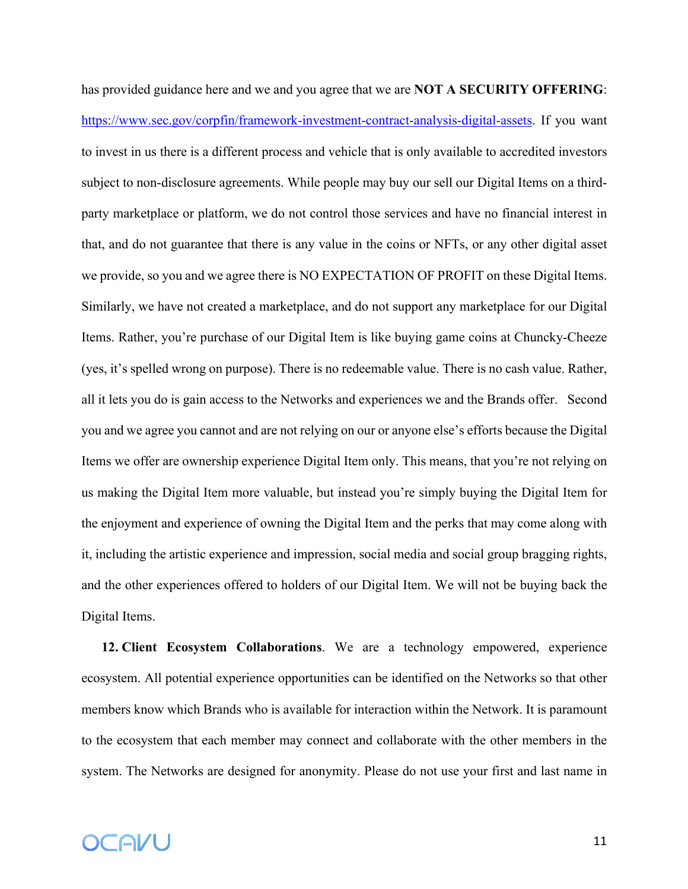has provided guidance here and we and you agree that we are **NOT A SECURITY OFFERING**: https://www.sec.gov/corpfin/framework-investment-contract-analysis-digital-assets. If you want to invest in us there is a different process and vehicle that is only available to accredited investors subject to non-disclosure agreements. While people may buy our sell our Digital Items on a third-party marketplace or platform, we do not control those services and have no financial interest in that, and do not guarantee that there is any value in the coins or NFTs, or any other digital asset we provide, so you and we agree there is NO EXPECTATION OF PROFIT on these Digital Items. Similarly, we have not created a marketplace, and do not support any marketplace for our Digital Items. Rather, you're purchase of our Digital Item is like buying game coins at Chuncky-Cheeze (yes, it's spelled wrong on purpose). There is no redeemable value. There is no cash value. Rather, all it lets you do is gain access to the Networks and experiences we and the Brands offer. Second you and we agree you cannot and are not relying on our or anyone else's efforts because the Digital Items we offer are ownership experience Digital Item only. This means, that you're not relying on us making the Digital Item more valuable, but instead you're simply buying the Digital Item for the enjoyment and experience of owning the Digital Item and the perks that may come along with it, including the artistic experience and impression, social media and social group bragging rights, and the other experiences offered to holders of our Digital Item. We will not be buying back the Digital Items.

**12. Client Ecosystem Collaborations**. We are a technology empowered, experience ecosystem. All potential experience opportunities can be identified on the Networks so that other members know which Brands who is available for interaction within the Network. It is paramount to the ecosystem that each member may connect and collaborate with the other members in the system. The Networks are designed for anonymity. Please do not use your first and last name in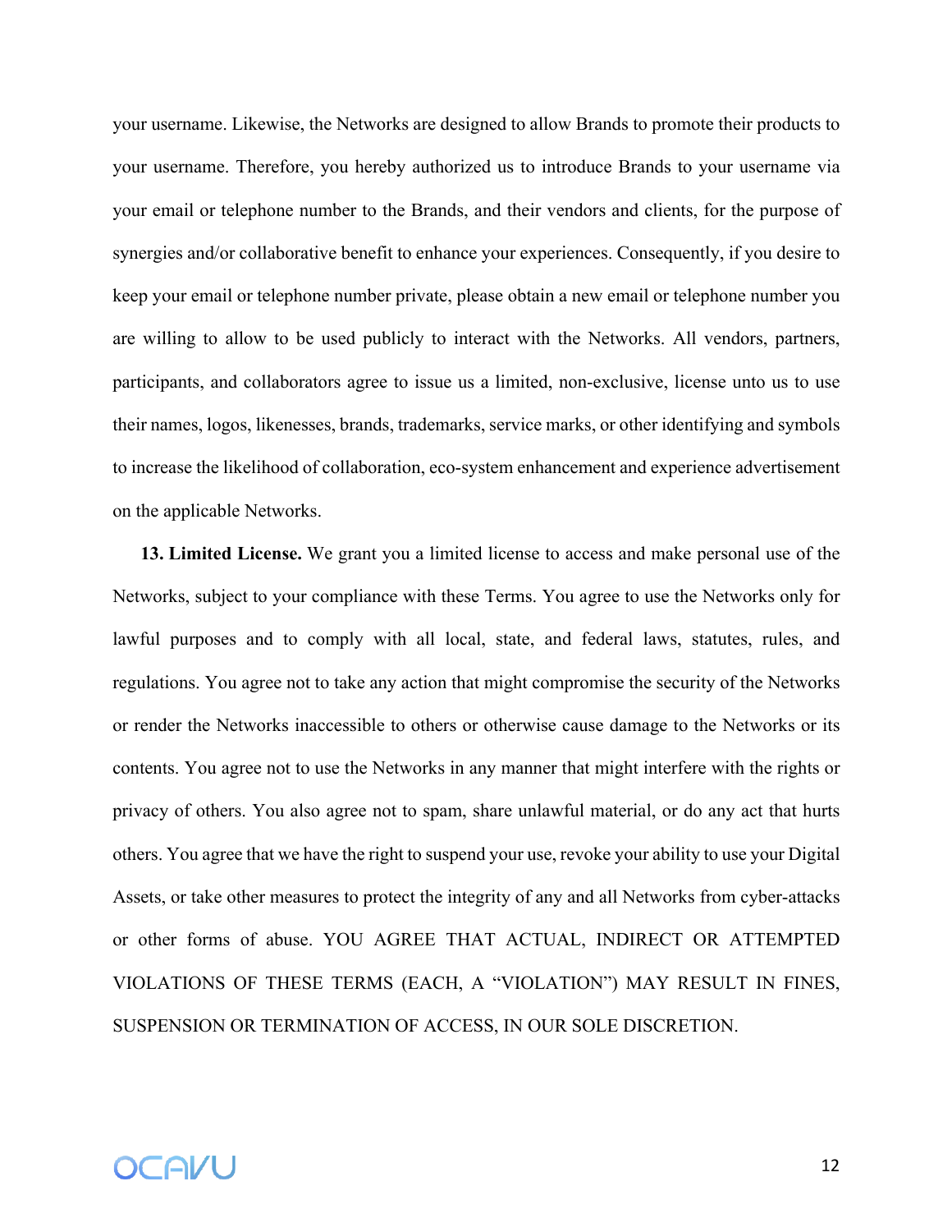your username. Likewise, the Networks are designed to allow Brands to promote their products to your username. Therefore, you hereby authorized us to introduce Brands to your username via your email or telephone number to the Brands, and their vendors and clients, for the purpose of synergies and/or collaborative benefit to enhance your experiences. Consequently, if you desire to keep your email or telephone number private, please obtain a new email or telephone number you are willing to allow to be used publicly to interact with the Networks. All vendors, partners, participants, and collaborators agree to issue us a limited, non-exclusive, license unto us to use their names, logos, likenesses, brands, trademarks, service marks, or other identifying and symbols to increase the likelihood of collaboration, eco-system enhancement and experience advertisement on the applicable Networks.

**13. Limited License.** We grant you a limited license to access and make personal use of the Networks, subject to your compliance with these Terms. You agree to use the Networks only for lawful purposes and to comply with all local, state, and federal laws, statutes, rules, and regulations. You agree not to take any action that might compromise the security of the Networks or render the Networks inaccessible to others or otherwise cause damage to the Networks or its contents. You agree not to use the Networks in any manner that might interfere with the rights or privacy of others. You also agree not to spam, share unlawful material, or do any act that hurts others. You agree that we have the right to suspend your use, revoke your ability to use your Digital Assets, or take other measures to protect the integrity of any and all Networks from cyber-attacks or other forms of abuse. YOU AGREE THAT ACTUAL, INDIRECT OR ATTEMPTED VIOLATIONS OF THESE TERMS (EACH, A "VIOLATION") MAY RESULT IN FINES, SUSPENSION OR TERMINATION OF ACCESS, IN OUR SOLE DISCRETION.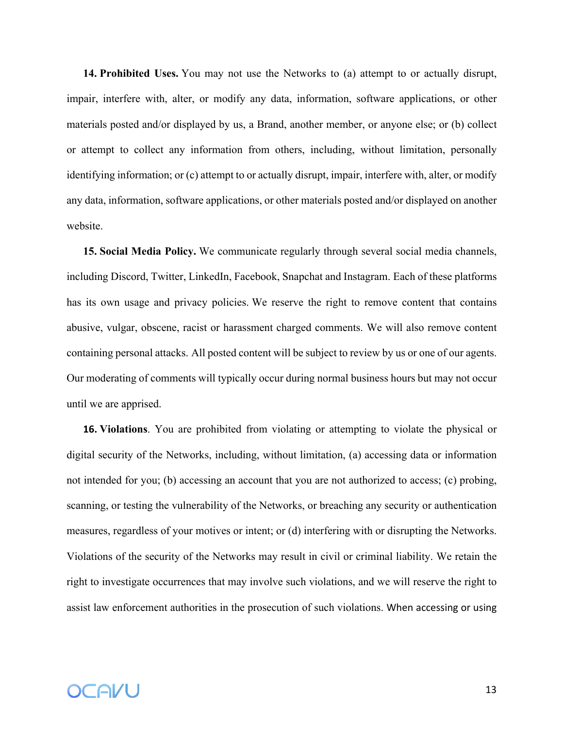**14. Prohibited Uses.** You may not use the Networks to (a) attempt to or actually disrupt, impair, interfere with, alter, or modify any data, information, software applications, or other materials posted and/or displayed by us, a Brand, another member, or anyone else; or (b) collect or attempt to collect any information from others, including, without limitation, personally identifying information; or (c) attempt to or actually disrupt, impair, interfere with, alter, or modify any data, information, software applications, or other materials posted and/or displayed on another website.

**15. Social Media Policy.** We communicate regularly through several social media channels, including Discord, Twitter, LinkedIn, Facebook, Snapchat and Instagram. Each of these platforms has its own usage and privacy policies. We reserve the right to remove content that contains abusive, vulgar, obscene, racist or harassment charged comments. We will also remove content containing personal attacks. All posted content will be subject to review by us or one of our agents. Our moderating of comments will typically occur during normal business hours but may not occur until we are apprised.

**16. Violations**. You are prohibited from violating or attempting to violate the physical or digital security of the Networks, including, without limitation, (a) accessing data or information not intended for you; (b) accessing an account that you are not authorized to access; (c) probing, scanning, or testing the vulnerability of the Networks, or breaching any security or authentication measures, regardless of your motives or intent; or (d) interfering with or disrupting the Networks. Violations of the security of the Networks may result in civil or criminal liability. We retain the right to investigate occurrences that may involve such violations, and we will reserve the right to assist law enforcement authorities in the prosecution of such violations. When accessing or using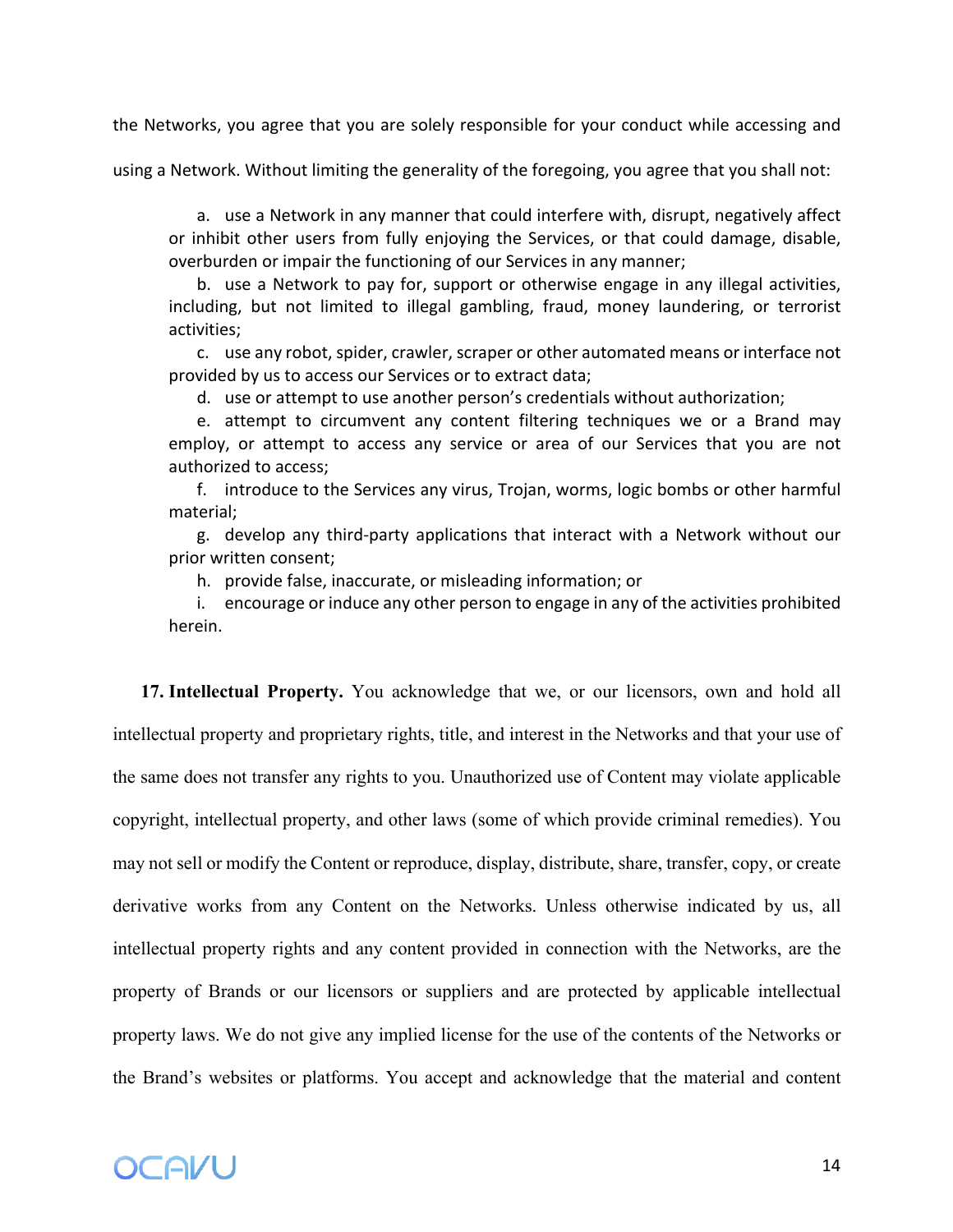the Networks, you agree that you are solely responsible for your conduct while accessing and using a Network. Without limiting the generality of the foregoing, you agree that you shall not:

a. use a Network in any manner that could interfere with, disrupt, negatively affect or inhibit other users from fully enjoying the Services, or that could damage, disable, overburden or impair the functioning of our Services in any manner;

b. use a Network to pay for, support or otherwise engage in any illegal activities, including, but not limited to illegal gambling, fraud, money laundering, or terrorist activities;

c. use any robot, spider, crawler, scraper or other automated means or interface not provided by us to access our Services or to extract data;

d. use or attempt to use another person's credentials without authorization;

e. attempt to circumvent any content filtering techniques we or a Brand may employ, or attempt to access any service or area of our Services that you are not authorized to access;

f. introduce to the Services any virus, Trojan, worms, logic bombs or other harmful material;

g. develop any third-party applications that interact with a Network without our prior written consent;

h. provide false, inaccurate, or misleading information; or

i. encourage or induce any other person to engage in any of the activities prohibited herein.

**17. Intellectual Property.** You acknowledge that we, or our licensors, own and hold all intellectual property and proprietary rights, title, and interest in the Networks and that your use of the same does not transfer any rights to you. Unauthorized use of Content may violate applicable copyright, intellectual property, and other laws (some of which provide criminal remedies). You may not sell or modify the Content or reproduce, display, distribute, share, transfer, copy, or create derivative works from any Content on the Networks. Unless otherwise indicated by us, all intellectual property rights and any content provided in connection with the Networks, are the property of Brands or our licensors or suppliers and are protected by applicable intellectual property laws. We do not give any implied license for the use of the contents of the Networks or the Brand's websites or platforms. You accept and acknowledge that the material and content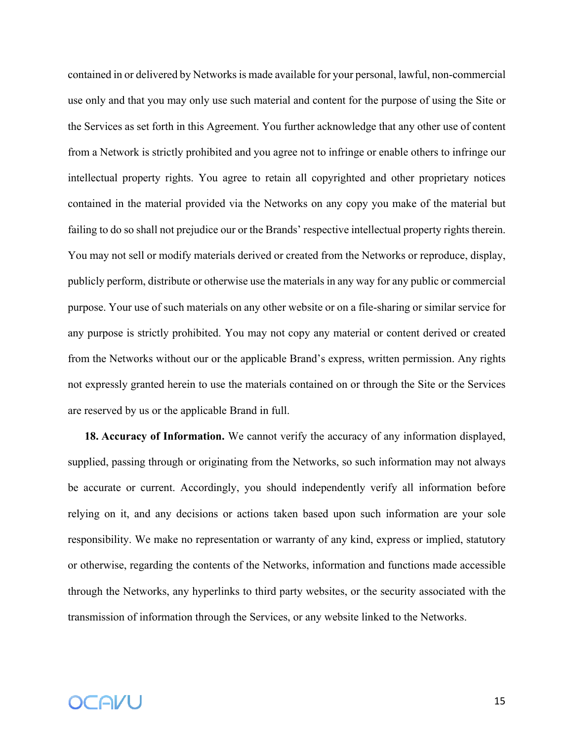contained in or delivered by Networks is made available for your personal, lawful, non-commercial use only and that you may only use such material and content for the purpose of using the Site or the Services as set forth in this Agreement. You further acknowledge that any other use of content from a Network is strictly prohibited and you agree not to infringe or enable others to infringe our intellectual property rights. You agree to retain all copyrighted and other proprietary notices contained in the material provided via the Networks on any copy you make of the material but failing to do so shall not prejudice our or the Brands' respective intellectual property rights therein. You may not sell or modify materials derived or created from the Networks or reproduce, display, publicly perform, distribute or otherwise use the materials in any way for any public or commercial purpose. Your use of such materials on any other website or on a file-sharing or similar service for any purpose is strictly prohibited. You may not copy any material or content derived or created from the Networks without our or the applicable Brand's express, written permission. Any rights not expressly granted herein to use the materials contained on or through the Site or the Services are reserved by us or the applicable Brand in full.

**18. Accuracy of Information.** We cannot verify the accuracy of any information displayed, supplied, passing through or originating from the Networks, so such information may not always be accurate or current. Accordingly, you should independently verify all information before relying on it, and any decisions or actions taken based upon such information are your sole responsibility. We make no representation or warranty of any kind, express or implied, statutory or otherwise, regarding the contents of the Networks, information and functions made accessible through the Networks, any hyperlinks to third party websites, or the security associated with the transmission of information through the Services, or any website linked to the Networks.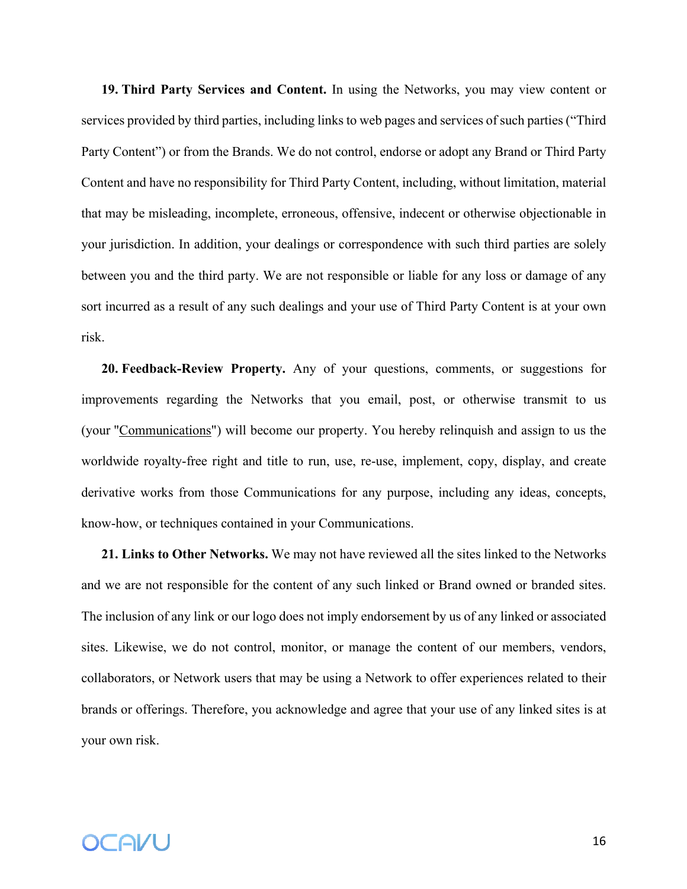**19. Third Party Services and Content.** In using the Networks, you may view content or services provided by third parties, including links to web pages and services of such parties ("Third Party Content") or from the Brands. We do not control, endorse or adopt any Brand or Third Party Content and have no responsibility for Third Party Content, including, without limitation, material that may be misleading, incomplete, erroneous, offensive, indecent or otherwise objectionable in your jurisdiction. In addition, your dealings or correspondence with such third parties are solely between you and the third party. We are not responsible or liable for any loss or damage of any sort incurred as a result of any such dealings and your use of Third Party Content is at your own risk.

**20. Feedback-Review Property.** Any of your questions, comments, or suggestions for improvements regarding the Networks that you email, post, or otherwise transmit to us (your "Communications") will become our property. You hereby relinquish and assign to us the worldwide royalty-free right and title to run, use, re-use, implement, copy, display, and create derivative works from those Communications for any purpose, including any ideas, concepts, know-how, or techniques contained in your Communications.

**21. Links to Other Networks.** We may not have reviewed all the sites linked to the Networks and we are not responsible for the content of any such linked or Brand owned or branded sites. The inclusion of any link or our logo does not imply endorsement by us of any linked or associated sites. Likewise, we do not control, monitor, or manage the content of our members, vendors, collaborators, or Network users that may be using a Network to offer experiences related to their brands or offerings. Therefore, you acknowledge and agree that your use of any linked sites is at your own risk.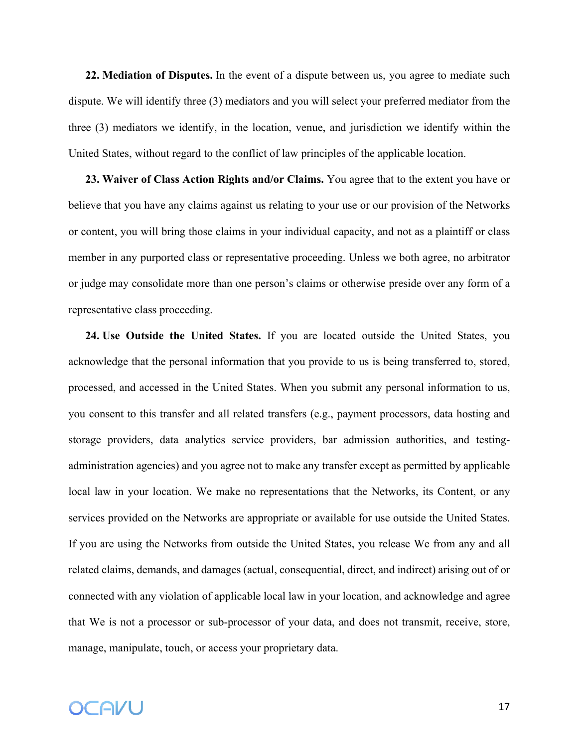**22. Mediation of Disputes.** In the event of a dispute between us, you agree to mediate such dispute. We will identify three (3) mediators and you will select your preferred mediator from the three (3) mediators we identify, in the location, venue, and jurisdiction we identify within the United States, without regard to the conflict of law principles of the applicable location.

**23. Waiver of Class Action Rights and/or Claims.** You agree that to the extent you have or believe that you have any claims against us relating to your use or our provision of the Networks or content, you will bring those claims in your individual capacity, and not as a plaintiff or class member in any purported class or representative proceeding. Unless we both agree, no arbitrator or judge may consolidate more than one person's claims or otherwise preside over any form of a representative class proceeding.

**24. Use Outside the United States.** If you are located outside the United States, you acknowledge that the personal information that you provide to us is being transferred to, stored, processed, and accessed in the United States. When you submit any personal information to us, you consent to this transfer and all related transfers (e.g., payment processors, data hosting and storage providers, data analytics service providers, bar admission authorities, and testing-administration agencies) and you agree not to make any transfer except as permitted by applicable local law in your location. We make no representations that the Networks, its Content, or any services provided on the Networks are appropriate or available for use outside the United States. If you are using the Networks from outside the United States, you release We from any and all related claims, demands, and damages (actual, consequential, direct, and indirect) arising out of or connected with any violation of applicable local law in your location, and acknowledge and agree that We is not a processor or sub-processor of your data, and does not transmit, receive, store, manage, manipulate, touch, or access your proprietary data.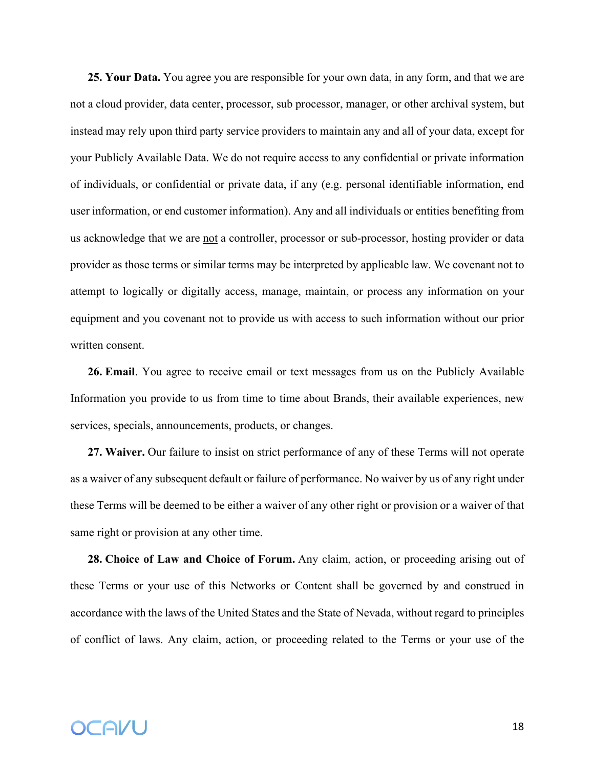**25. Your Data.** You agree you are responsible for your own data, in any form, and that we are not a cloud provider, data center, processor, sub processor, manager, or other archival system, but instead may rely upon third party service providers to maintain any and all of your data, except for your Publicly Available Data. We do not require access to any confidential or private information of individuals, or confidential or private data, if any (e.g. personal identifiable information, end user information, or end customer information). Any and all individuals or entities benefiting from us acknowledge that we are <u>not</u> a controller, processor or sub-processor, hosting provider or data provider as those terms or similar terms may be interpreted by applicable law. We covenant not to attempt to logically or digitally access, manage, maintain, or process any information on your equipment and you covenant not to provide us with access to such information without our prior written consent.

**26. Email**. You agree to receive email or text messages from us on the Publicly Available Information you provide to us from time to time about Brands, their available experiences, new services, specials, announcements, products, or changes.

**27. Waiver.** Our failure to insist on strict performance of any of these Terms will not operate as a waiver of any subsequent default or failure of performance. No waiver by us of any right under these Terms will be deemed to be either a waiver of any other right or provision or a waiver of that same right or provision at any other time.

**28. Choice of Law and Choice of Forum.** Any claim, action, or proceeding arising out of these Terms or your use of this Networks or Content shall be governed by and construed in accordance with the laws of the United States and the State of Nevada, without regard to principles of conflict of laws. Any claim, action, or proceeding related to the Terms or your use of the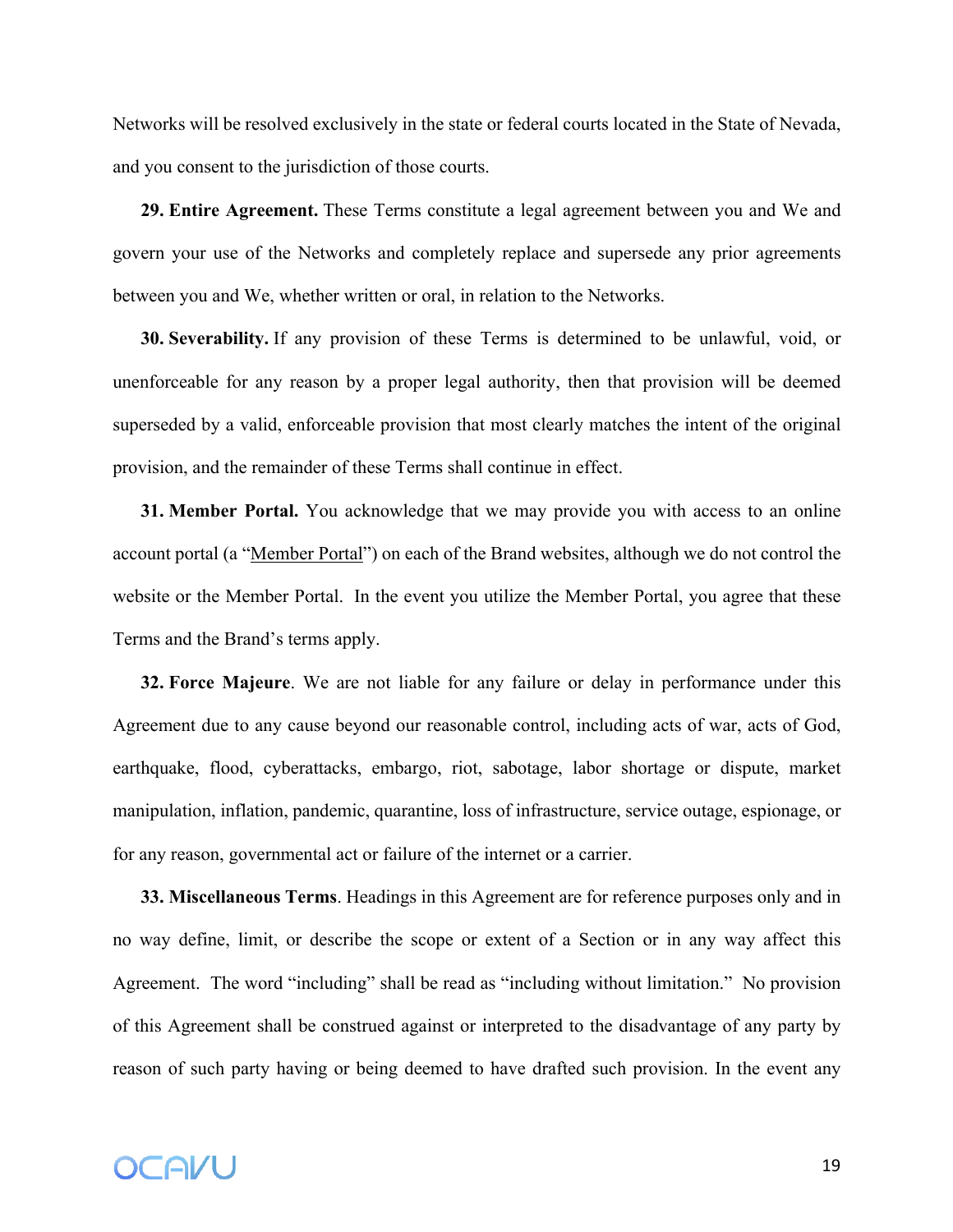Networks will be resolved exclusively in the state or federal courts located in the State of Nevada, and you consent to the jurisdiction of those courts.

**29. Entire Agreement.** These Terms constitute a legal agreement between you and We and govern your use of the Networks and completely replace and supersede any prior agreements between you and We, whether written or oral, in relation to the Networks.

**30. Severability.** If any provision of these Terms is determined to be unlawful, void, or unenforceable for any reason by a proper legal authority, then that provision will be deemed superseded by a valid, enforceable provision that most clearly matches the intent of the original provision, and the remainder of these Terms shall continue in effect.

**31. Member Portal.** You acknowledge that we may provide you with access to an online account portal (a "Member Portal") on each of the Brand websites, although we do not control the website or the Member Portal. In the event you utilize the Member Portal, you agree that these Terms and the Brand's terms apply.

**32. Force Majeure**. We are not liable for any failure or delay in performance under this Agreement due to any cause beyond our reasonable control, including acts of war, acts of God, earthquake, flood, cyberattacks, embargo, riot, sabotage, labor shortage or dispute, market manipulation, inflation, pandemic, quarantine, loss of infrastructure, service outage, espionage, or for any reason, governmental act or failure of the internet or a carrier.

**33. Miscellaneous Terms**. Headings in this Agreement are for reference purposes only and in no way define, limit, or describe the scope or extent of a Section or in any way affect this Agreement. The word "including" shall be read as "including without limitation." No provision of this Agreement shall be construed against or interpreted to the disadvantage of any party by reason of such party having or being deemed to have drafted such provision. In the event any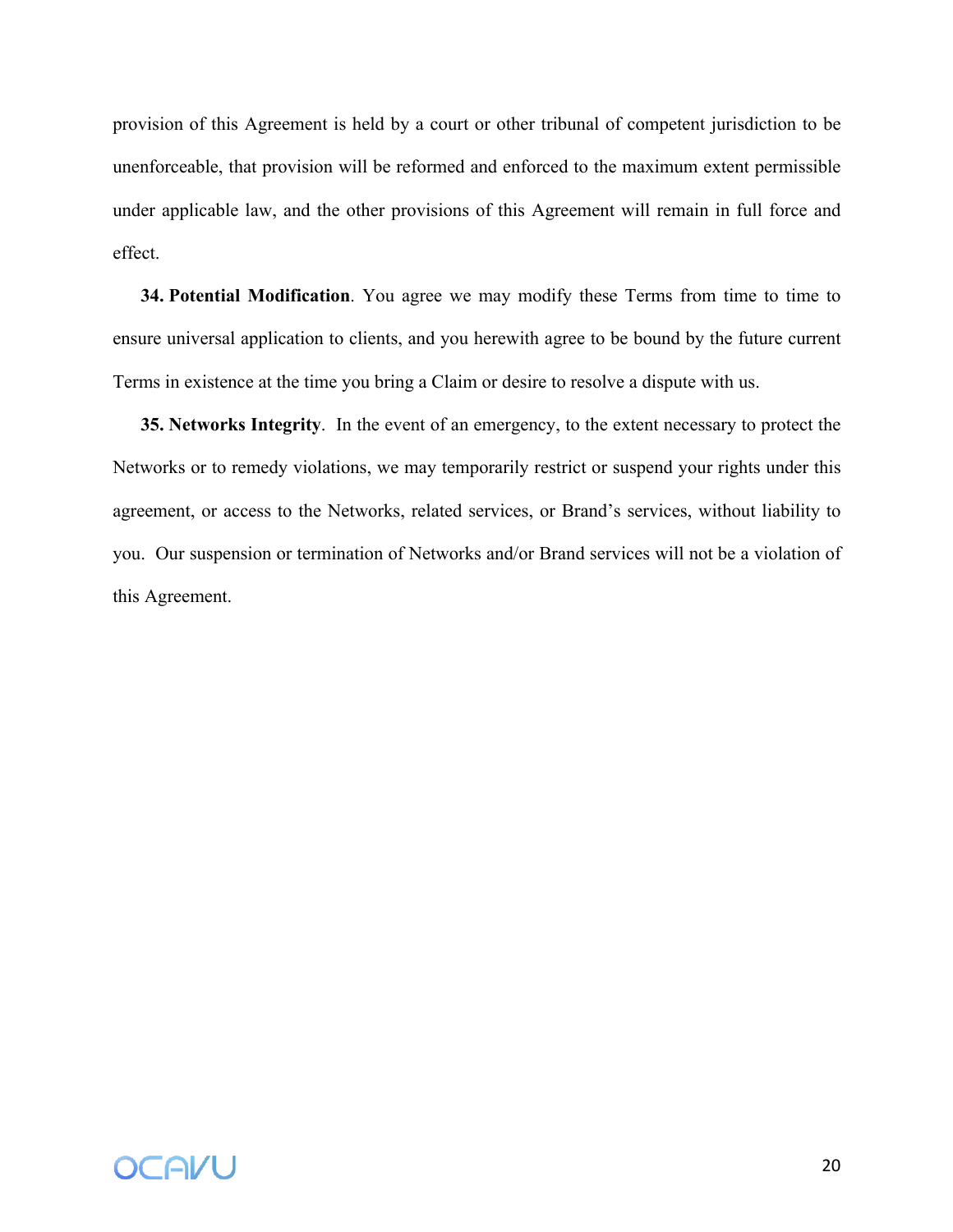provision of this Agreement is held by a court or other tribunal of competent jurisdiction to be unenforceable, that provision will be reformed and enforced to the maximum extent permissible under applicable law, and the other provisions of this Agreement will remain in full force and effect.

**34. Potential Modification**. You agree we may modify these Terms from time to time to ensure universal application to clients, and you herewith agree to be bound by the future current Terms in existence at the time you bring a Claim or desire to resolve a dispute with us.

**35. Networks Integrity**. In the event of an emergency, to the extent necessary to protect the Networks or to remedy violations, we may temporarily restrict or suspend your rights under this agreement, or access to the Networks, related services, or Brand's services, without liability to you. Our suspension or termination of Networks and/or Brand services will not be a violation of this Agreement.